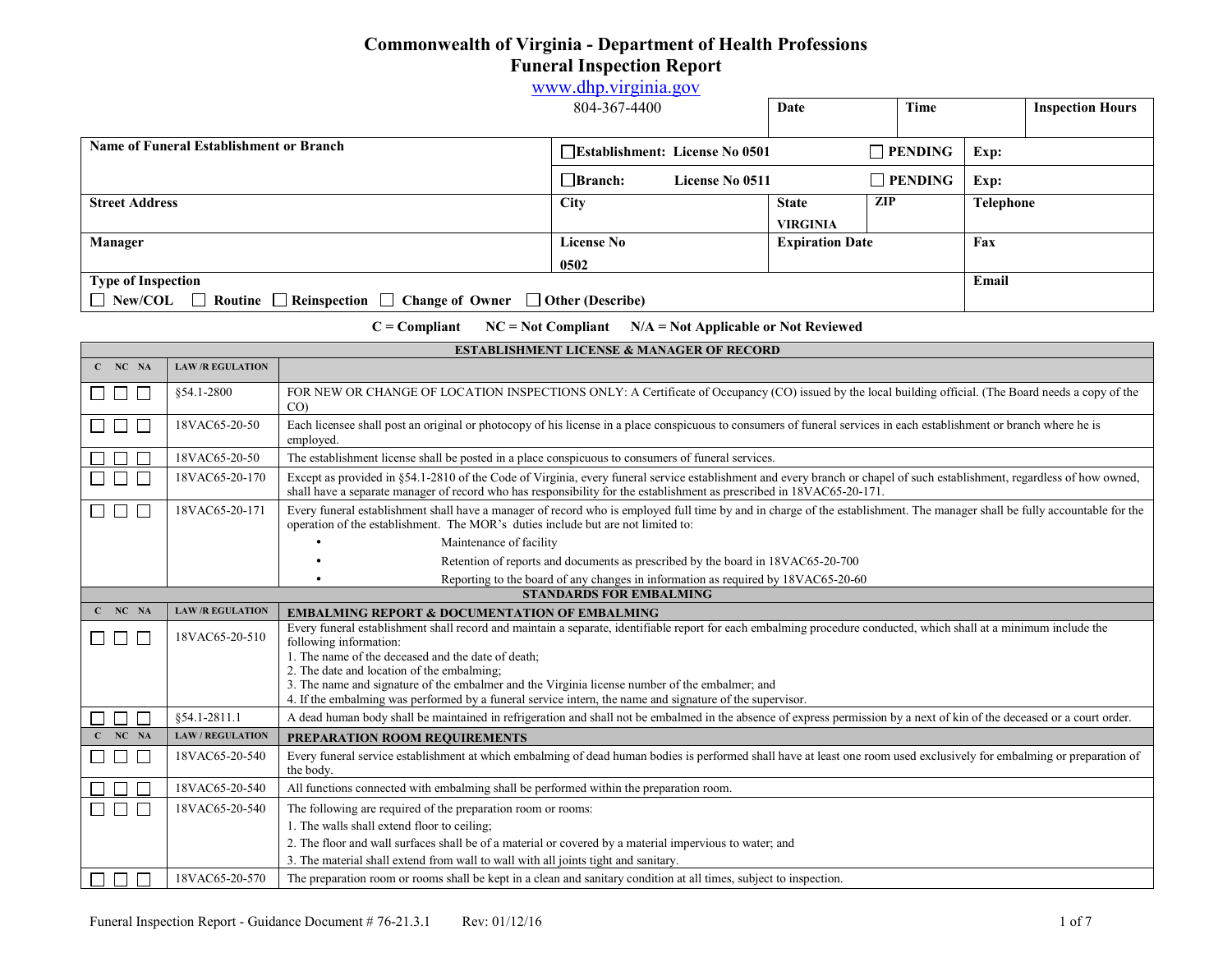# Commonwealth of Virginia - Department of Health Professions
## Funeral Inspection Report

www.dhp.virginia.gov

804-367-4400

| | | | | | |
|---|---|---|---|---|---|
| | | **Date** | **Time** | | **Inspection Hours** |
| **Name of Funeral Establishment or Branch** | ☐**Establishment: License No 0501** | | ☐ **PENDING** | **Exp:** | |
| | ☐**Branch: License No 0511** | | ☐ **PENDING** | **Exp:** | |
| **Street Address** | **City** | **State** VIRGINIA | **ZIP** | **Telephone** | |
| **Manager** | **License No** 0502 | **Expiration Date** | | **Fax** | |
| **Type of Inspection** ☐ New/COL ☐ Routine ☐ Reinspection ☐ Change of Owner ☐ Other (Describe) | | | | **Email** | |

**C = Compliant NC = Not Compliant N/A = Not Applicable or Not Reviewed**

| C NC NA | LAW /REGULATION | ESTABLISHMENT LICENSE & MANAGER OF RECORD |
|---|---|---|
| ☐ ☐ ☐ | §54.1-2800 | FOR NEW OR CHANGE OF LOCATION INSPECTIONS ONLY: A Certificate of Occupancy (CO) issued by the local building official. (The Board needs a copy of the CO) |
| ☐ ☐ ☐ | 18VAC65-20-50 | Each licensee shall post an original or photocopy of his license in a place conspicuous to consumers of funeral services in each establishment or branch where he is employed. |
| ☐ ☐ ☐ | 18VAC65-20-50 | The establishment license shall be posted in a place conspicuous to consumers of funeral services. |
| ☐ ☐ ☐ | 18VAC65-20-170 | Except as provided in §54.1-2810 of the Code of Virginia, every funeral service establishment and every branch or chapel of such establishment, regardless of how owned, shall have a separate manager of record who has responsibility for the establishment as prescribed in 18VAC65-20-171. |
| ☐ ☐ ☐ | 18VAC65-20-171 | Every funeral establishment shall have a manager of record who is employed full time by and in charge of the establishment. The manager shall be fully accountable for the operation of the establishment. The MOR's duties include but are not limited to:<br>• Maintenance of facility<br>• Retention of reports and documents as prescribed by the board in 18VAC65-20-700<br>• Reporting to the board of any changes in information as required by 18VAC65-20-60 |

**STANDARDS FOR EMBALMING**

| C NC NA | LAW /REGULATION | EMBALMING REPORT & DOCUMENTATION OF EMBALMING |
|---|---|---|
| ☐ ☐ ☐ | 18VAC65-20-510 | Every funeral establishment shall record and maintain a separate, identifiable report for each embalming procedure conducted, which shall at a minimum include the following information:<br>1. The name of the deceased and the date of death;<br>2. The date and location of the embalming;<br>3. The name and signature of the embalmer and the Virginia license number of the embalmer; and<br>4. If the embalming was performed by a funeral service intern, the name and signature of the supervisor. |
| ☐ ☐ ☐ | §54.1-2811.1 | A dead human body shall be maintained in refrigeration and shall not be embalmed in the absence of express permission by a next of kin of the deceased or a court order. |

| C NC NA | LAW / REGULATION | PREPARATION ROOM REQUIREMENTS |
|---|---|---|
| ☐ ☐ ☐ | 18VAC65-20-540 | Every funeral service establishment at which embalming of dead human bodies is performed shall have at least one room used exclusively for embalming or preparation of the body. |
| ☐ ☐ ☐ | 18VAC65-20-540 | All functions connected with embalming shall be performed within the preparation room. |
| ☐ ☐ ☐ | 18VAC65-20-540 | The following are required of the preparation room or rooms:<br>1. The walls shall extend floor to ceiling;<br>2. The floor and wall surfaces shall be of a material or covered by a material impervious to water; and<br>3. The material shall extend from wall to wall with all joints tight and sanitary. |
| ☐ ☐ ☐ | 18VAC65-20-570 | The preparation room or rooms shall be kept in a clean and sanitary condition at all times, subject to inspection. |

Funeral Inspection Report - Guidance Document # 76-21.3.1 Rev: 01/12/16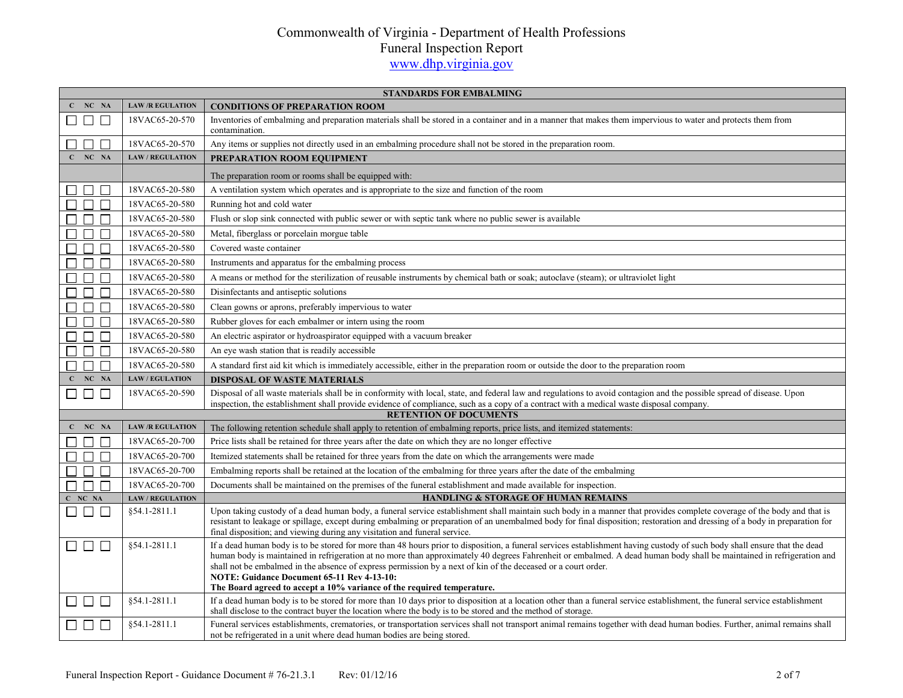# Commonwealth of Virginia - Department of Health Professions
## Funeral Inspection Report
www.dhp.virginia.gov

| C | NC | NA | LAW /REGULATION | STANDARDS FOR EMBALMING |
|---|---|---|---|---|
| C | NC | NA | LAW /R EGULATION | **CONDITIONS OF PREPARATION ROOM** |
| ☐ | ☐ | ☐ | 18VAC65-20-570 | Inventories of embalming and preparation materials shall be stored in a container and in a manner that makes them impervious to water and protects them from contamination. |
| ☐ | ☐ | ☐ | 18VAC65-20-570 | Any items or supplies not directly used in an embalming procedure shall not be stored in the preparation room. |
| C | NC | NA | LAW / REGULATION | **PREPARATION ROOM EQUIPMENT** |
| | | | | The preparation room or rooms shall be equipped with: |
| ☐ | ☐ | ☐ | 18VAC65-20-580 | A ventilation system which operates and is appropriate to the size and function of the room |
| ☐ | ☐ | ☐ | 18VAC65-20-580 | Running hot and cold water |
| ☐ | ☐ | ☐ | 18VAC65-20-580 | Flush or slop sink connected with public sewer or with septic tank where no public sewer is available |
| ☐ | ☐ | ☐ | 18VAC65-20-580 | Metal, fiberglass or porcelain morgue table |
| ☐ | ☐ | ☐ | 18VAC65-20-580 | Covered waste container |
| ☐ | ☐ | ☐ | 18VAC65-20-580 | Instruments and apparatus for the embalming process |
| ☐ | ☐ | ☐ | 18VAC65-20-580 | A means or method for the sterilization of reusable instruments by chemical bath or soak; autoclave (steam); or ultraviolet light |
| ☐ | ☐ | ☐ | 18VAC65-20-580 | Disinfectants and antiseptic solutions |
| ☐ | ☐ | ☐ | 18VAC65-20-580 | Clean gowns or aprons, preferably impervious to water |
| ☐ | ☐ | ☐ | 18VAC65-20-580 | Rubber gloves for each embalmer or intern using the room |
| ☐ | ☐ | ☐ | 18VAC65-20-580 | An electric aspirator or hydroaspirator equipped with a vacuum breaker |
| ☐ | ☐ | ☐ | 18VAC65-20-580 | An eye wash station that is readily accessible |
| ☐ | ☐ | ☐ | 18VAC65-20-580 | A standard first aid kit which is immediately accessible, either in the preparation room or outside the door to the preparation room |
| C | NC | NA | LAW / EGULATION | **DISPOSAL OF WASTE MATERIALS** |
| ☐ | ☐ | ☐ | 18VAC65-20-590 | Disposal of all waste materials shall be in conformity with local, state, and federal law and regulations to avoid contagion and the possible spread of disease. Upon inspection, the establishment shall provide evidence of compliance, such as a copy of a contract with a medical waste disposal company. |

| C | NC | NA | LAW /R EGULATION | RETENTION OF DOCUMENTS |
|---|---|---|---|---|
| | | | | The following retention schedule shall apply to retention of embalming reports, price lists, and itemized statements: |
| ☐ | ☐ | ☐ | 18VAC65-20-700 | Price lists shall be retained for three years after the date on which they are no longer effective |
| ☐ | ☐ | ☐ | 18VAC65-20-700 | Itemized statements shall be retained for three years from the date on which the arrangements were made |
| ☐ | ☐ | ☐ | 18VAC65-20-700 | Embalming reports shall be retained at the location of the embalming for three years after the date of the embalming |
| ☐ | ☐ | ☐ | 18VAC65-20-700 | Documents shall be maintained on the premises of the funeral establishment and made available for inspection. |

| C | NC | NA | LAW / REGULATION | HANDLING & STORAGE OF HUMAN REMAINS |
|---|---|---|---|---|
| ☐ | ☐ | ☐ | §54.1-2811.1 | Upon taking custody of a dead human body, a funeral service establishment shall maintain such body in a manner that provides complete coverage of the body and that is resistant to leakage or spillage, except during embalming or preparation of an unembalmed body for final disposition; restoration and dressing of a body in preparation for final disposition; and viewing during any visitation and funeral service. |
| ☐ | ☐ | ☐ | §54.1-2811.1 | If a dead human body is to be stored for more than 48 hours prior to disposition, a funeral services establishment having custody of such body shall ensure that the dead human body is maintained in refrigeration at no more than approximately 40 degrees Fahrenheit or embalmed. A dead human body shall be maintained in refrigeration and shall not be embalmed in the absence of express permission by a next of kin of the deceased or a court order. **NOTE: Guidance Document 65-11 Rev 4-13-10: The Board agreed to accept a 10% variance of the required temperature.** |
| ☐ | ☐ | ☐ | §54.1-2811.1 | If a dead human body is to be stored for more than 10 days prior to disposition at a location other than a funeral service establishment, the funeral service establishment shall disclose to the contract buyer the location where the body is to be stored and the method of storage. |
| ☐ | ☐ | ☐ | §54.1-2811.1 | Funeral services establishments, crematories, or transportation services shall not transport animal remains together with dead human bodies. Further, animal remains shall not be refrigerated in a unit where dead human bodies are being stored. |

Funeral Inspection Report - Guidance Document # 76-21.3.1 Rev: 01/12/16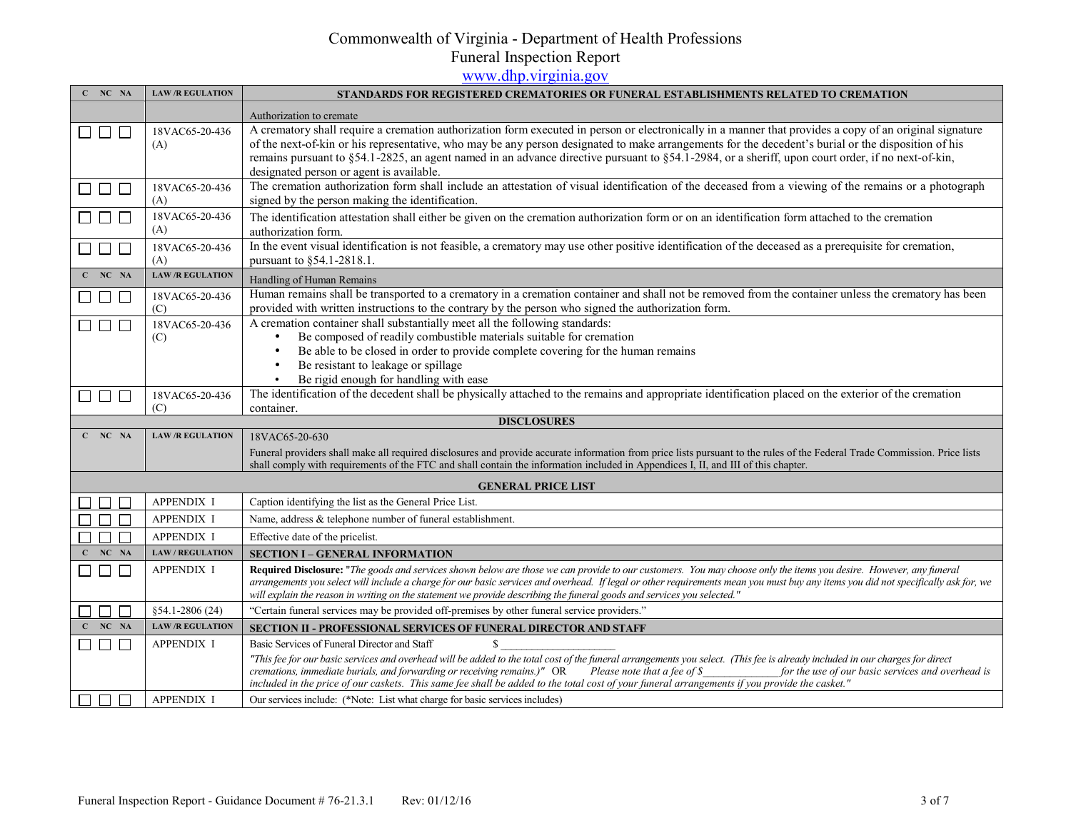Commonwealth of Virginia - Department of Health Professions
Funeral Inspection Report
www.dhp.virginia.gov

| C NC NA | LAW /REGULATION | STANDARDS FOR REGISTERED CREMATORIES OR FUNERAL ESTABLISHMENTS RELATED TO CREMATION |
|---|---|---|
| | | Authorization to cremate |
| ☐ ☐ ☐ | 18VAC65-20-436 (A) | A crematory shall require a cremation authorization form executed in person or electronically in a manner that provides a copy of an original signature of the next-of-kin or his representative, who may be any person designated to make arrangements for the decedent's burial or the disposition of his remains pursuant to §54.1-2825, an agent named in an advance directive pursuant to §54.1-2984, or a sheriff, upon court order, if no next-of-kin, designated person or agent is available. |
| ☐ ☐ ☐ | 18VAC65-20-436 (A) | The cremation authorization form shall include an attestation of visual identification of the deceased from a viewing of the remains or a photograph signed by the person making the identification. |
| ☐ ☐ ☐ | 18VAC65-20-436 (A) | The identification attestation shall either be given on the cremation authorization form or on an identification form attached to the cremation authorization form. |
| ☐ ☐ ☐ | 18VAC65-20-436 (A) | In the event visual identification is not feasible, a crematory may use other positive identification of the deceased as a prerequisite for cremation, pursuant to §54.1-2818.1. |
| **C NC NA** | **LAW /REGULATION** | Handling of Human Remains |
| ☐ ☐ ☐ | 18VAC65-20-436 (C) | Human remains shall be transported to a crematory in a cremation container and shall not be removed from the container unless the crematory has been provided with written instructions to the contrary by the person who signed the authorization form. |
| ☐ ☐ ☐ | 18VAC65-20-436 (C) | A cremation container shall substantially meet all the following standards:<br>• Be composed of readily combustible materials suitable for cremation<br>• Be able to be closed in order to provide complete covering for the human remains<br>• Be resistant to leakage or spillage<br>• Be rigid enough for handling with ease |
| ☐ ☐ ☐ | 18VAC65-20-436 (C) | The identification of the decedent shall be physically attached to the remains and appropriate identification placed on the exterior of the cremation container. |
| | | **DISCLOSURES** |
| **C NC NA** | **LAW /REGULATION** | 18VAC65-20-630<br>Funeral providers shall make all required disclosures and provide accurate information from price lists pursuant to the rules of the Federal Trade Commission. Price lists shall comply with requirements of the FTC and shall contain the information included in Appendices I, II, and III of this chapter. |
| | | **GENERAL PRICE LIST** |
| ☐ ☐ ☐ | APPENDIX I | Caption identifying the list as the General Price List. |
| ☐ ☐ ☐ | APPENDIX I | Name, address & telephone number of funeral establishment. |
| ☐ ☐ ☐ | APPENDIX I | Effective date of the pricelist. |
| **C NC NA** | **LAW / REGULATION** | **SECTION I – GENERAL INFORMATION** |
| ☐ ☐ ☐ | APPENDIX I | **Required Disclosure:** "*The goods and services shown below are those we can provide to our customers. You may choose only the items you desire. However, any funeral arrangements you select will include a charge for our basic services and overhead. If legal or other requirements mean you must buy any items you did not specifically ask for, we will explain the reason in writing on the statement we provide describing the funeral goods and services you selected.*" |
| ☐ ☐ ☐ | §54.1-2806 (24) | "Certain funeral services may be provided off-premises by other funeral service providers." |
| **C NC NA** | **LAW /REGULATION** | **SECTION II - PROFESSIONAL SERVICES OF FUNERAL DIRECTOR AND STAFF** |
| ☐ ☐ ☐ | APPENDIX I | Basic Services of Funeral Director and Staff $\_\_\_\_\_\_\_\_\_\_\_\_\_\_\_\_\_\_\_\_<br>*"This fee for our basic services and overhead will be added to the total cost of the funeral arrangements you select. (This fee is already included in our charges for direct cremations, immediate burials, and forwarding or receiving remains.)"* OR *Please note that a fee of $\_\_\_\_\_\_\_\_\_\_\_\_\_\_ for the use of our basic services and overhead is included in the price of our caskets. This same fee shall be added to the total cost of your funeral arrangements if you provide the casket."* |
| ☐ ☐ ☐ | APPENDIX I | Our services include: (*Note: List what charge for basic services includes) |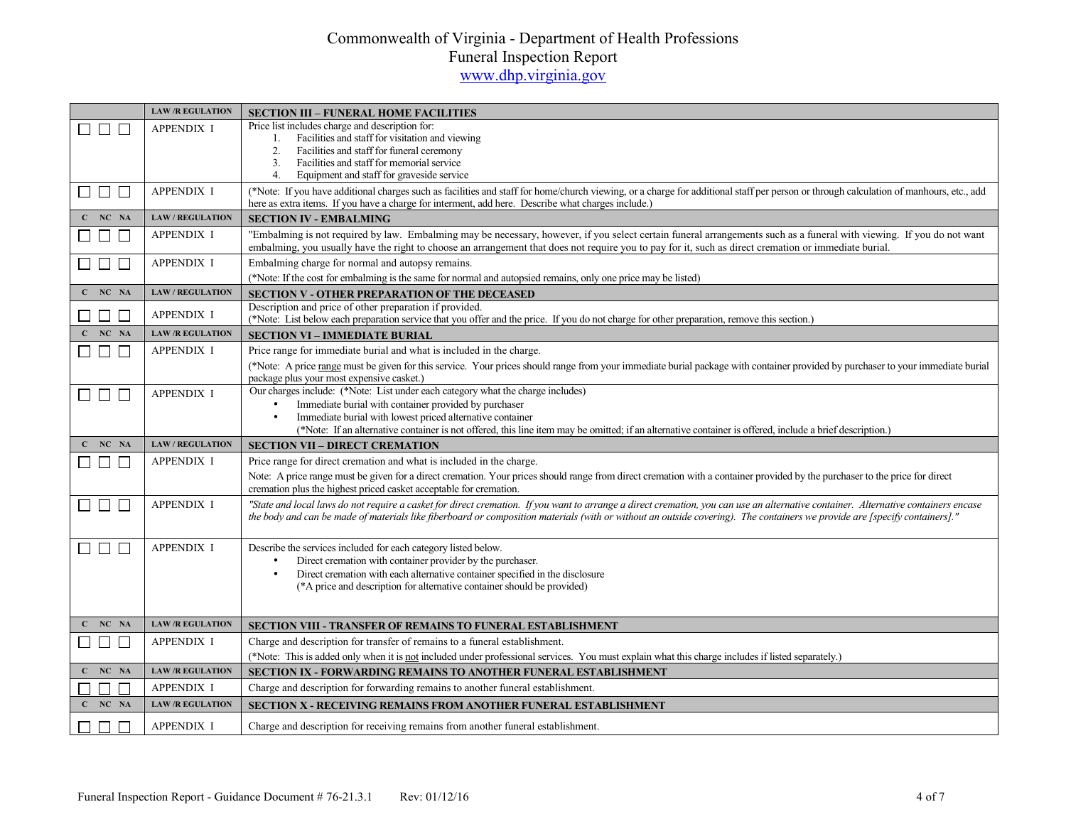# Commonwealth of Virginia - Department of Health Professions
## Funeral Inspection Report
www.dhp.virginia.gov

| | LAW /R EGULATION | SECTION III – FUNERAL HOME FACILITIES |
|---|---|---|
| ☐ ☐ ☐ | APPENDIX I | Price list includes charge and description for:<br>1. Facilities and staff for visitation and viewing<br>2. Facilities and staff for funeral ceremony<br>3. Facilities and staff for memorial service<br>4. Equipment and staff for graveside service |
| ☐ ☐ ☐ | APPENDIX I | (*Note: If you have additional charges such as facilities and staff for home/church viewing, or a charge for additional staff per person or through calculation of manhours, etc., add here as extra items. If you have a charge for interment, add here. Describe what charges include.) |
| **C NC NA** | **LAW / REGULATION** | **SECTION IV - EMBALMING** |
| ☐ ☐ ☐ | APPENDIX I | "Embalming is not required by law. Embalming may be necessary, however, if you select certain funeral arrangements such as a funeral with viewing. If you do not want embalming, you usually have the right to choose an arrangement that does not require you to pay for it, such as direct cremation or immediate burial. |
| ☐ ☐ ☐ | APPENDIX I | Embalming charge for normal and autopsy remains.<br>(*Note: If the cost for embalming is the same for normal and autopsied remains, only one price may be listed) |
| **C NC NA** | **LAW / REGULATION** | **SECTION V - OTHER PREPARATION OF THE DECEASED** |
| ☐ ☐ ☐ | APPENDIX I | Description and price of other preparation if provided.<br>(*Note: List below each preparation service that you offer and the price. If you do not charge for other preparation, remove this section.) |
| **C NC NA** | **LAW /R EGULATION** | **SECTION VI – IMMEDIATE BURIAL** |
| ☐ ☐ ☐ | APPENDIX I | Price range for immediate burial and what is included in the charge.<br>(*Note: A price range must be given for this service. Your prices should range from your immediate burial package with container provided by purchaser to your immediate burial package plus your most expensive casket.) |
| ☐ ☐ ☐ | APPENDIX I | Our charges include: (*Note: List under each category what the charge includes)<br>• Immediate burial with container provided by purchaser<br>• Immediate burial with lowest priced alternative container<br>(*Note: If an alternative container is not offered, this line item may be omitted; if an alternative container is offered, include a brief description.) |
| **C NC NA** | **LAW / REGULATION** | **SECTION VII – DIRECT CREMATION** |
| ☐ ☐ ☐ | APPENDIX I | Price range for direct cremation and what is included in the charge.<br>Note: A price range must be given for a direct cremation. Your prices should range from direct cremation with a container provided by the purchaser to the price for direct cremation plus the highest priced casket acceptable for cremation. |
| ☐ ☐ ☐ | APPENDIX I | *"State and local laws do not require a casket for direct cremation. If you want to arrange a direct cremation, you can use an alternative container. Alternative containers encase the body and can be made of materials like fiberboard or composition materials (with or without an outside covering). The containers we provide are [specify containers]."* |
| ☐ ☐ ☐ | APPENDIX I | Describe the services included for each category listed below.<br>• Direct cremation with container provider by the purchaser.<br>• Direct cremation with each alternative container specified in the disclosure<br>(*A price and description for alternative container should be provided) |
| **C NC NA** | **LAW /R EGULATION** | **SECTION VIII - TRANSFER OF REMAINS TO FUNERAL ESTABLISHMENT** |
| ☐ ☐ ☐ | APPENDIX I | Charge and description for transfer of remains to a funeral establishment.<br>(*Note: This is added only when it is not included under professional services. You must explain what this charge includes if listed separately.) |
| **C NC NA** | **LAW /R EGULATION** | **SECTION IX - FORWARDING REMAINS TO ANOTHER FUNERAL ESTABLISHMENT** |
| ☐ ☐ ☐ | APPENDIX I | Charge and description for forwarding remains to another funeral establishment. |
| **C NC NA** | **LAW /R EGULATION** | **SECTION X - RECEIVING REMAINS FROM ANOTHER FUNERAL ESTABLISHMENT** |
| ☐ ☐ ☐ | APPENDIX I | Charge and description for receiving remains from another funeral establishment. |

Funeral Inspection Report - Guidance Document # 76-21.3.1 Rev: 01/12/16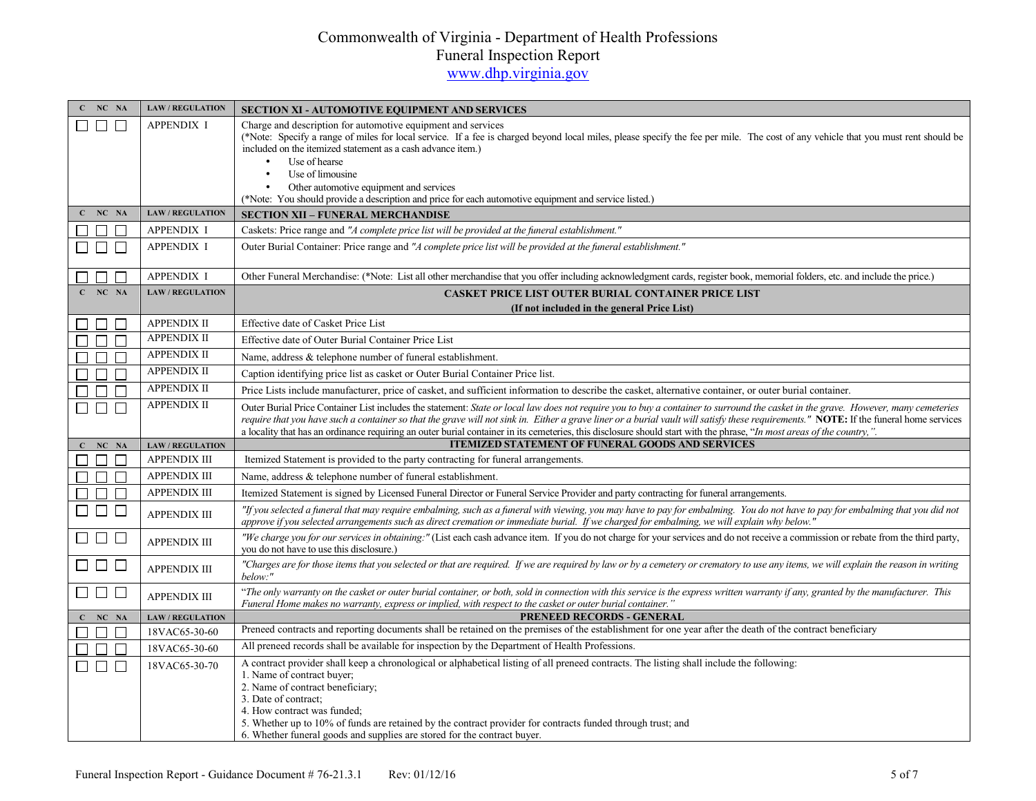# Commonwealth of Virginia - Department of Health Professions
## Funeral Inspection Report
[www.dhp.virginia.gov](http://www.dhp.virginia.gov)

| C | NC | NA | LAW / REGULATION | SECTION XI - AUTOMOTIVE EQUIPMENT AND SERVICES |
|---|---|---|---|---|
| ☐ | ☐ | ☐ | APPENDIX I | Charge and description for automotive equipment and services<br>(*Note: Specify a range of miles for local service. If a fee is charged beyond local miles, please specify the fee per mile. The cost of any vehicle that you must rent should be included on the itemized statement as a cash advance item.)<br>• Use of hearse<br>• Use of limousine<br>• Other automotive equipment and services<br>(*Note: You should provide a description and price for each automotive equipment and service listed.) |
| **C** | **NC** | **NA** | **LAW / REGULATION** | **SECTION XII – FUNERAL MERCHANDISE** |
| ☐ | ☐ | ☐ | APPENDIX I | Caskets: Price range and *"A complete price list will be provided at the funeral establishment."* |
| ☐ | ☐ | ☐ | APPENDIX I | Outer Burial Container: Price range and *"A complete price list will be provided at the funeral establishment."* |
| ☐ | ☐ | ☐ | APPENDIX I | Other Funeral Merchandise: (*Note: List all other merchandise that you offer including acknowledgment cards, register book, memorial folders, etc. and include the price.) |
| **C** | **NC** | **NA** | **LAW / REGULATION** | **CASKET PRICE LIST OUTER BURIAL CONTAINER PRICE LIST (If not included in the general Price List)** |
| ☐ | ☐ | ☐ | APPENDIX II | Effective date of Casket Price List |
| ☐ | ☐ | ☐ | APPENDIX II | Effective date of Outer Burial Container Price List |
| ☐ | ☐ | ☐ | APPENDIX II | Name, address & telephone number of funeral establishment. |
| ☐ | ☐ | ☐ | APPENDIX II | Caption identifying price list as casket or Outer Burial Container Price list. |
| ☐ | ☐ | ☐ | APPENDIX II | Price Lists include manufacturer, price of casket, and sufficient information to describe the casket, alternative container, or outer burial container. |
| ☐ | ☐ | ☐ | APPENDIX II | Outer Burial Price Container List includes the statement: *State or local law does not require you to buy a container to surround the casket in the grave. However, many cemeteries require that you have such a container so that the grave will not sink in. Either a grave liner or a burial vault will satisfy these requirements."* **NOTE:** If the funeral home services a locality that has an ordinance requiring an outer burial container in its cemeteries, this disclosure should start with the phrase, "*In most areas of the country,"*. |
| **C** | **NC** | **NA** | **LAW / REGULATION** | **ITEMIZED STATEMENT OF FUNERAL GOODS AND SERVICES** |
| ☐ | ☐ | ☐ | APPENDIX III | Itemized Statement is provided to the party contracting for funeral arrangements. |
| ☐ | ☐ | ☐ | APPENDIX III | Name, address & telephone number of funeral establishment. |
| ☐ | ☐ | ☐ | APPENDIX III | Itemized Statement is signed by Licensed Funeral Director or Funeral Service Provider and party contracting for funeral arrangements. |
| ☐ | ☐ | ☐ | APPENDIX III | *"If you selected a funeral that may require embalming, such as a funeral with viewing, you may have to pay for embalming. You do not have to pay for embalming that you did not approve if you selected arrangements such as direct cremation or immediate burial. If we charged for embalming, we will explain why below."* |
| ☐ | ☐ | ☐ | APPENDIX III | *"We charge you for our services in obtaining:"* (List each cash advance item. If you do not charge for your services and do not receive a commission or rebate from the third party, you do not have to use this disclosure.) |
| ☐ | ☐ | ☐ | APPENDIX III | *"Charges are for those items that you selected or that are required. If we are required by law or by a cemetery or crematory to use any items, we will explain the reason in writing below:"* |
| ☐ | ☐ | ☐ | APPENDIX III | *"The only warranty on the casket or outer burial container, or both, sold in connection with this service is the express written warranty if any, granted by the manufacturer. This Funeral Home makes no warranty, express or implied, with respect to the casket or outer burial container."* |
| **C** | **NC** | **NA** | **LAW / REGULATION** | **PRENEED RECORDS - GENERAL** |
| ☐ | ☐ | ☐ | 18VAC65-30-60 | Preneed contracts and reporting documents shall be retained on the premises of the establishment for one year after the death of the contract beneficiary |
| ☐ | ☐ | ☐ | 18VAC65-30-60 | All preneed records shall be available for inspection by the Department of Health Professions. |
| ☐ | ☐ | ☐ | 18VAC65-30-70 | A contract provider shall keep a chronological or alphabetical listing of all preneed contracts. The listing shall include the following:<br>1. Name of contract buyer;<br>2. Name of contract beneficiary;<br>3. Date of contract;<br>4. How contract was funded;<br>5. Whether up to 10% of funds are retained by the contract provider for contracts funded through trust; and<br>6. Whether funeral goods and supplies are stored for the contract buyer. |

Funeral Inspection Report - Guidance Document # 76-21.3.1 Rev: 01/12/16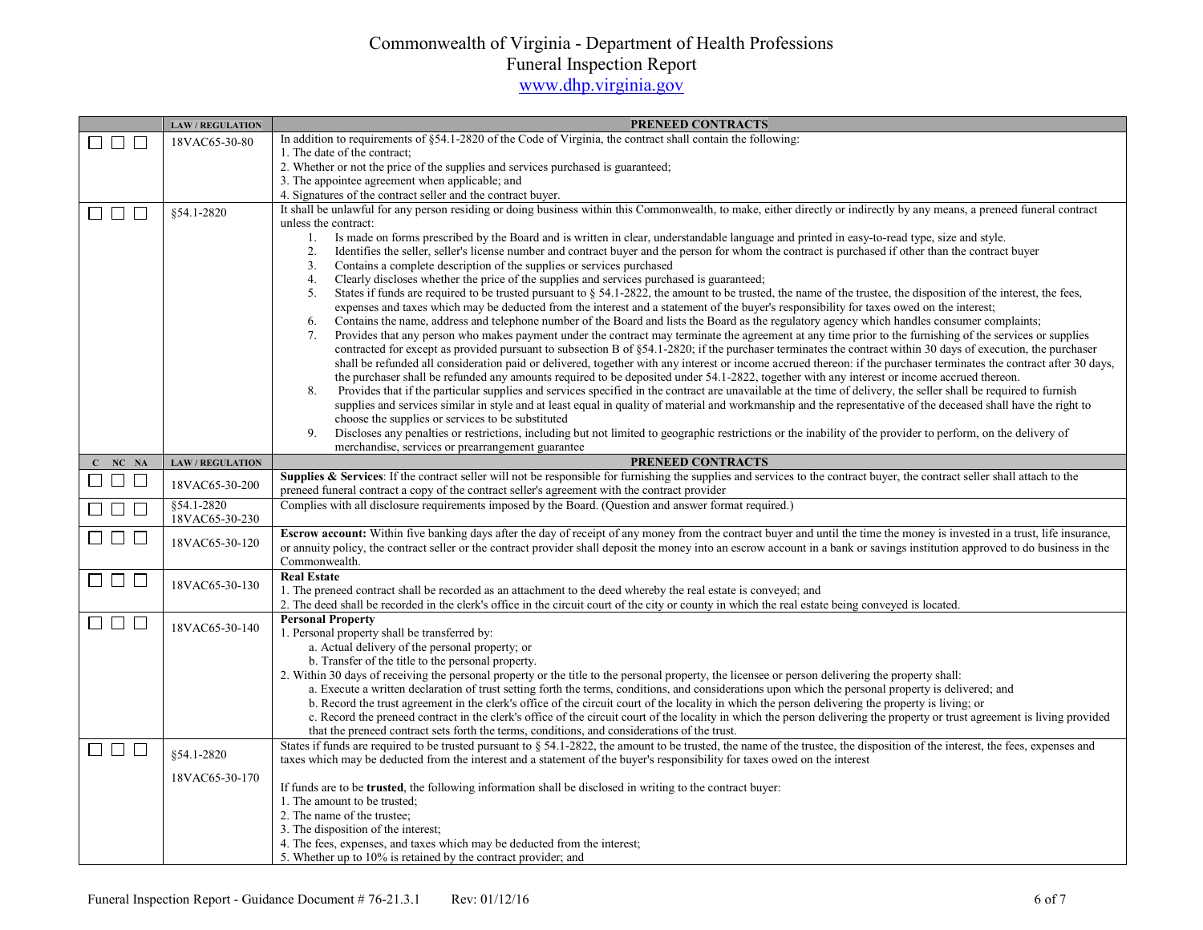# Commonwealth of Virginia - Department of Health Professions
## Funeral Inspection Report
www.dhp.virginia.gov

| | LAW / REGULATION | PRENEED CONTRACTS |
|---|---|---|
| ☐ ☐ ☐ | 18VAC65-30-80 | In addition to requirements of §54.1-2820 of the Code of Virginia, the contract shall contain the following:<br>1. The date of the contract;<br>2. Whether or not the price of the supplies and services purchased is guaranteed;<br>3. The appointee agreement when applicable; and<br>4. Signatures of the contract seller and the contract buyer. |
| ☐ ☐ ☐ | §54.1-2820 | It shall be unlawful for any person residing or doing business within this Commonwealth, to make, either directly or indirectly by any means, a preneed funeral contract unless the contract:<br>1. Is made on forms prescribed by the Board and is written in clear, understandable language and printed in easy-to-read type, size and style.<br>2. Identifies the seller, seller's license number and contract buyer and the person for whom the contract is purchased if other than the contract buyer<br>3. Contains a complete description of the supplies or services purchased<br>4. Clearly discloses whether the price of the supplies and services purchased is guaranteed;<br>5. States if funds are required to be trusted pursuant to § 54.1-2822, the amount to be trusted, the name of the trustee, the disposition of the interest, the fees, expenses and taxes which may be deducted from the interest and a statement of the buyer's responsibility for taxes owed on the interest;<br>6. Contains the name, address and telephone number of the Board and lists the Board as the regulatory agency which handles consumer complaints;<br>7. Provides that any person who makes payment under the contract may terminate the agreement at any time prior to the furnishing of the services or supplies contracted for except as provided pursuant to subsection B of §54.1-2820; if the purchaser terminates the contract within 30 days of execution, the purchaser shall be refunded all consideration paid or delivered, together with any interest or income accrued thereon: if the purchaser terminates the contract after 30 days, the purchaser shall be refunded any amounts required to be deposited under 54.1-2822, together with any interest or income accrued thereon.<br>8. Provides that if the particular supplies and services specified in the contract are unavailable at the time of delivery, the seller shall be required to furnish supplies and services similar in style and at least equal in quality of material and workmanship and the representative of the deceased shall have the right to choose the supplies or services to be substituted<br>9. Discloses any penalties or restrictions, including but not limited to geographic restrictions or the inability of the provider to perform, on the delivery of merchandise, services or prearrangement guarantee |
| **C NC NA** | **LAW / REGULATION** | **PRENEED CONTRACTS** |
| ☐ ☐ ☐ | 18VAC65-30-200 | **Supplies & Services**: If the contract seller will not be responsible for furnishing the supplies and services to the contract buyer, the contract seller shall attach to the preneed funeral contract a copy of the contract seller's agreement with the contract provider |
| ☐ ☐ ☐ | §54.1-2820<br>18VAC65-30-230 | Complies with all disclosure requirements imposed by the Board. (Question and answer format required.) |
| ☐ ☐ ☐ | 18VAC65-30-120 | **Escrow account:** Within five banking days after the day of receipt of any money from the contract buyer and until the time the money is invested in a trust, life insurance, or annuity policy, the contract seller or the contract provider shall deposit the money into an escrow account in a bank or savings institution approved to do business in the Commonwealth. |
| ☐ ☐ ☐ | 18VAC65-30-130 | **Real Estate**<br>1. The preneed contract shall be recorded as an attachment to the deed whereby the real estate is conveyed; and<br>2. The deed shall be recorded in the clerk's office in the circuit court of the city or county in which the real estate being conveyed is located. |
| ☐ ☐ ☐ | 18VAC65-30-140 | **Personal Property**<br>1. Personal property shall be transferred by:<br>a. Actual delivery of the personal property; or<br>b. Transfer of the title to the personal property.<br>2. Within 30 days of receiving the personal property or the title to the personal property, the licensee or person delivering the property shall:<br>a. Execute a written declaration of trust setting forth the terms, conditions, and considerations upon which the personal property is delivered; and<br>b. Record the trust agreement in the clerk's office of the circuit court of the locality in which the person delivering the property is living; or<br>c. Record the preneed contract in the clerk's office of the circuit court of the locality in which the person delivering the property or trust agreement is living provided that the preneed contract sets forth the terms, conditions, and considerations of the trust. |
| ☐ ☐ ☐ | §54.1-2820<br><br>18VAC65-30-170 | States if funds are required to be trusted pursuant to § 54.1-2822, the amount to be trusted, the name of the trustee, the disposition of the interest, the fees, expenses and taxes which may be deducted from the interest and a statement of the buyer's responsibility for taxes owed on the interest<br><br>If funds are to be **trusted**, the following information shall be disclosed in writing to the contract buyer:<br>1. The amount to be trusted;<br>2. The name of the trustee;<br>3. The disposition of the interest;<br>4. The fees, expenses, and taxes which may be deducted from the interest;<br>5. Whether up to 10% is retained by the contract provider; and |

Funeral Inspection Report - Guidance Document # 76-21.3.1 Rev: 01/12/16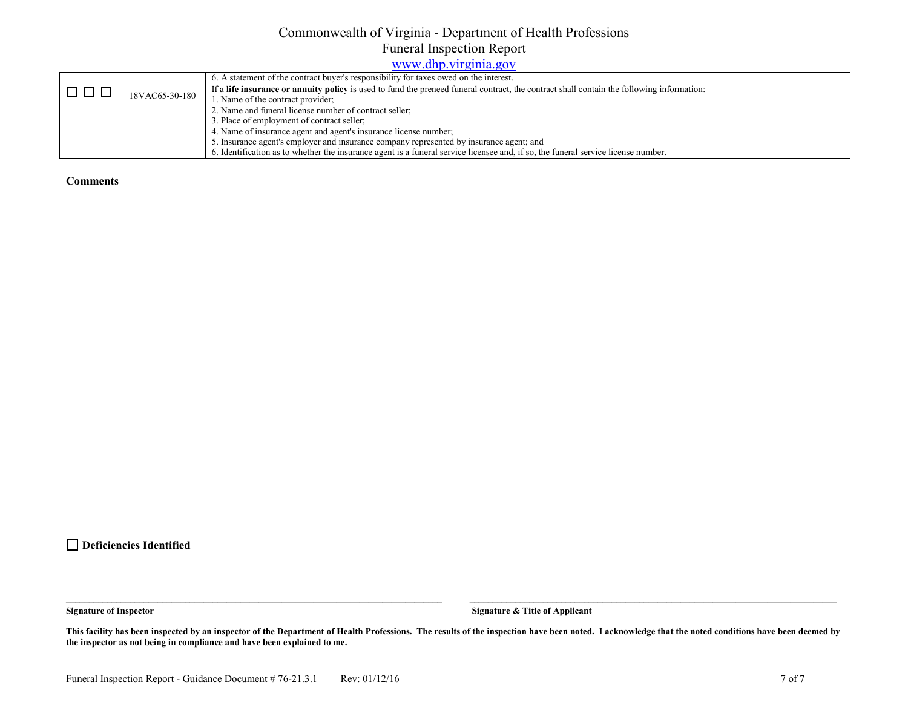| | | |
|---|---|---|
| | | 6. A statement of the contract buyer's responsibility for taxes owed on the interest. |
| ☐ ☐ ☐ | 18VAC65-30-180 | If a **life insurance or annuity policy** is used to fund the preneed funeral contract, the contract shall contain the following information:<br>1. Name of the contract provider;<br>2. Name and funeral license number of contract seller;<br>3. Place of employment of contract seller;<br>4. Name of insurance agent and agent's insurance license number;<br>5. Insurance agent's employer and insurance company represented by insurance agent; and<br>6. Identification as to whether the insurance agent is a funeral service licensee and, if so, the funeral service license number. |

**Comments**

☐ **Deficiencies Identified**

**Signature of Inspector**

**Signature & Title of Applicant**

**This facility has been inspected by an inspector of the Department of Health Professions. The results of the inspection have been noted. I acknowledge that the noted conditions have been deemed by the inspector as not being in compliance and have been explained to me.**